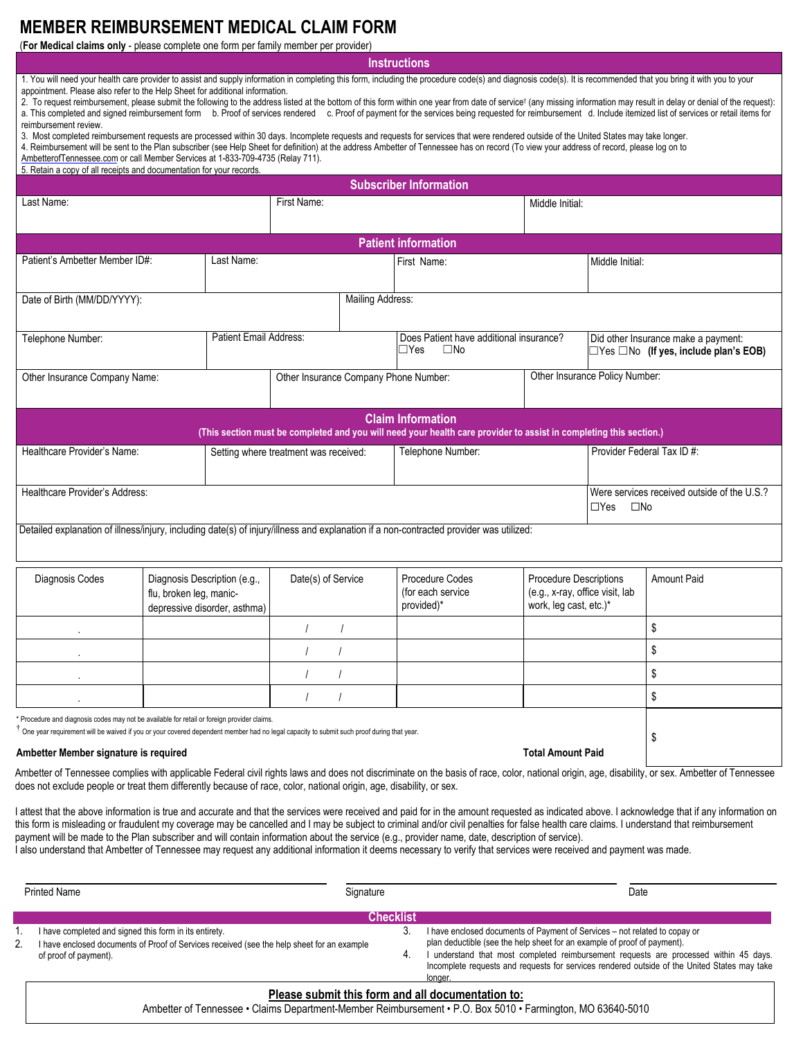# MEMBER REIMBURSEMENT MEDICAL CLAIM FORM

(**For Medical claims only** - please complete one form per family member per provider)

## Instructions

1. You will need your health care provider to assist and supply information in completing this form, including the procedure code(s) and diagnosis code(s). It is recommended that you bring it with you to your appointment. Please also refer to the Help Sheet for additional information.
2. To request reimbursement, please submit the following to the address listed at the bottom of this form within one year from date of service† (any missing information may result in delay or denial of the request): a. This completed and signed reimbursement form b. Proof of services rendered c. Proof of payment for the services being requested for reimbursement d. Include itemized list of services or retail items for reimbursement review.
3. Most completed reimbursement requests are processed within 30 days. Incomplete requests and requests for services that were rendered outside of the United States may take longer.
4. Reimbursement will be sent to the Plan subscriber (see Help Sheet for definition) at the address Ambetter of Tennessee has on record (To view your address of record, please log on to AmbetterofTennessee.com or call Member Services at 1-833-709-4735 (Relay 711).
5. Retain a copy of all receipts and documentation for your records.

## Subscriber Information

| Last Name: | First Name: | Middle Initial: |
|---|---|---|
| | | |

## Patient information

| Patient's Ambetter Member ID#: | Last Name: | First Name: | Middle Initial: |
|---|---|---|---|
| | | | |

| Date of Birth (MM/DD/YYYY): | Mailing Address: |
|---|---|
| | |

| Telephone Number: | Patient Email Address: | Does Patient have additional insurance? ☐Yes ☐No | Did other Insurance make a payment: ☐Yes ☐No **(If yes, include plan's EOB)** |
|---|---|---|---|
| | | | |

| Other Insurance Company Name: | Other Insurance Company Phone Number: | Other Insurance Policy Number: |
|---|---|---|
| | | |

## Claim Information

**(This section must be completed and you will need your health care provider to assist in completing this section.)**

| Healthcare Provider's Name: | Setting where treatment was received: | Telephone Number: | Provider Federal Tax ID #: |
|---|---|---|---|
| | | | |

| Healthcare Provider's Address: | Were services received outside of the U.S.? ☐Yes ☐No |
|---|---|
| | |

Detailed explanation of illness/injury, including date(s) of injury/illness and explanation if a non-contracted provider was utilized:

| Diagnosis Codes | Diagnosis Description (e.g., flu, broken leg, manic-depressive disorder, asthma) | Date(s) of Service | Procedure Codes (for each service provided)* | Procedure Descriptions (e.g., x-ray, office visit, lab work, leg cast, etc.)* | Amount Paid |
|---|---|---|---|---|---|
| . | | / / | | | $ |
| . | | / / | | | $ |
| . | | / / | | | $ |
| . | | / / | | | $ |
| | | | | **Total Amount Paid** | $ |

\* Procedure and diagnosis codes may not be available for retail or foreign provider claims.

† One year requirement will be waived if you or your covered dependent member had no legal capacity to submit such proof during that year.

**Ambetter Member signature is required**

Ambetter of Tennessee complies with applicable Federal civil rights laws and does not discriminate on the basis of race, color, national origin, age, disability, or sex. Ambetter of Tennessee does not exclude people or treat them differently because of race, color, national origin, age, disability, or sex.

I attest that the above information is true and accurate and that the services were received and paid for in the amount requested as indicated above. I acknowledge that if any information on this form is misleading or fraudulent my coverage may be cancelled and I may be subject to criminal and/or civil penalties for false health care claims. I understand that reimbursement payment will be made to the Plan subscriber and will contain information about the service (e.g., provider name, date, description of service).
I also understand that Ambetter of Tennessee may request any additional information it deems necessary to verify that services were received and payment was made.

Printed Name \_\_\_\_\_\_\_\_\_\_ Signature \_\_\_\_\_\_\_\_\_\_ Date \_\_\_\_\_\_\_\_\_\_

## Checklist

1. I have completed and signed this form in its entirety.
2. I have enclosed documents of Proof of Services received (see the help sheet for an example of proof of payment).
3. I have enclosed documents of Payment of Services – not related to copay or plan deductible (see the help sheet for an example of proof of payment).
4. I understand that most completed reimbursement requests are processed within 45 days. Incomplete requests and requests for services rendered outside of the United States may take longer.

**Please submit this form and all documentation to:**

Ambetter of Tennessee • Claims Department-Member Reimbursement • P.O. Box 5010 • Farmington, MO 63640-5010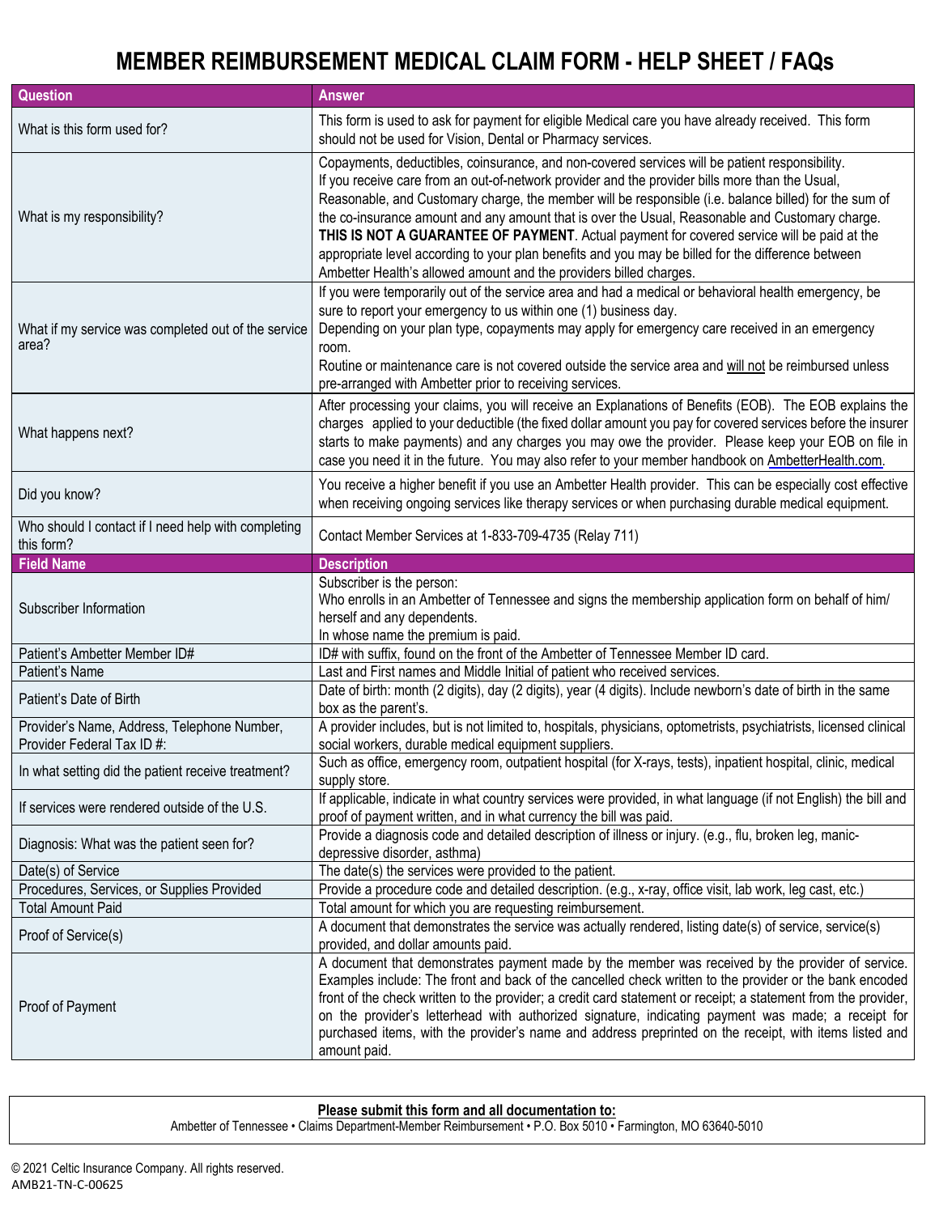# MEMBER REIMBURSEMENT MEDICAL CLAIM FORM - HELP SHEET / FAQs

| Question | Answer |
|---|---|
| What is this form used for? | This form is used to ask for payment for eligible Medical care you have already received. This form should not be used for Vision, Dental or Pharmacy services. |
| What is my responsibility? | Copayments, deductibles, coinsurance, and non-covered services will be patient responsibility. If you receive care from an out-of-network provider and the provider bills more than the Usual, Reasonable, and Customary charge, the member will be responsible (i.e. balance billed) for the sum of the co-insurance amount and any amount that is over the Usual, Reasonable and Customary charge. **THIS IS NOT A GUARANTEE OF PAYMENT**. Actual payment for covered service will be paid at the appropriate level according to your plan benefits and you may be billed for the difference between Ambetter Health's allowed amount and the providers billed charges. |
| What if my service was completed out of the service area? | If you were temporarily out of the service area and had a medical or behavioral health emergency, be sure to report your emergency to us within one (1) business day. Depending on your plan type, copayments may apply for emergency care received in an emergency room. Routine or maintenance care is not covered outside the service area and will not be reimbursed unless pre-arranged with Ambetter prior to receiving services. |
| What happens next? | After processing your claims, you will receive an Explanations of Benefits (EOB). The EOB explains the charges applied to your deductible (the fixed dollar amount you pay for covered services before the insurer starts to make payments) and any charges you may owe the provider. Please keep your EOB on file in case you need it in the future. You may also refer to your member handbook on AmbetterHealth.com. |
| Did you know? | You receive a higher benefit if you use an Ambetter Health provider. This can be especially cost effective when receiving ongoing services like therapy services or when purchasing durable medical equipment. |
| Who should I contact if I need help with completing this form? | Contact Member Services at 1-833-709-4735 (Relay 711) |
| **Field Name** | **Description** |
| Subscriber Information | Subscriber is the person: Who enrolls in an Ambetter of Tennessee and signs the membership application form on behalf of him/ herself and any dependents. In whose name the premium is paid. |
| Patient's Ambetter Member ID# | ID# with suffix, found on the front of the Ambetter of Tennessee Member ID card. |
| Patient's Name | Last and First names and Middle Initial of patient who received services. |
| Patient's Date of Birth | Date of birth: month (2 digits), day (2 digits), year (4 digits). Include newborn's date of birth in the same box as the parent's. |
| Provider's Name, Address, Telephone Number, Provider Federal Tax ID #: | A provider includes, but is not limited to, hospitals, physicians, optometrists, psychiatrists, licensed clinical social workers, durable medical equipment suppliers. |
| In what setting did the patient receive treatment? | Such as office, emergency room, outpatient hospital (for X-rays, tests), inpatient hospital, clinic, medical supply store. |
| If services were rendered outside of the U.S. | If applicable, indicate in what country services were provided, in what language (if not English) the bill and proof of payment written, and in what currency the bill was paid. |
| Diagnosis: What was the patient seen for? | Provide a diagnosis code and detailed description of illness or injury. (e.g., flu, broken leg, manic-depressive disorder, asthma) |
| Date(s) of Service | The date(s) the services were provided to the patient. |
| Procedures, Services, or Supplies Provided | Provide a procedure code and detailed description. (e.g., x-ray, office visit, lab work, leg cast, etc.) |
| Total Amount Paid | Total amount for which you are requesting reimbursement. |
| Proof of Service(s) | A document that demonstrates the service was actually rendered, listing date(s) of service, service(s) provided, and dollar amounts paid. |
| Proof of Payment | A document that demonstrates payment made by the member was received by the provider of service. Examples include: The front and back of the cancelled check written to the provider or the bank encoded front of the check written to the provider; a credit card statement or receipt; a statement from the provider, on the provider's letterhead with authorized signature, indicating payment was made; a receipt for purchased items, with the provider's name and address preprinted on the receipt, with items listed and amount paid. |

**Please submit this form and all documentation to:**
Ambetter of Tennessee • Claims Department-Member Reimbursement • P.O. Box 5010 • Farmington, MO 63640-5010

© 2021 Celtic Insurance Company. All rights reserved.
AMB21-TN-C-00625